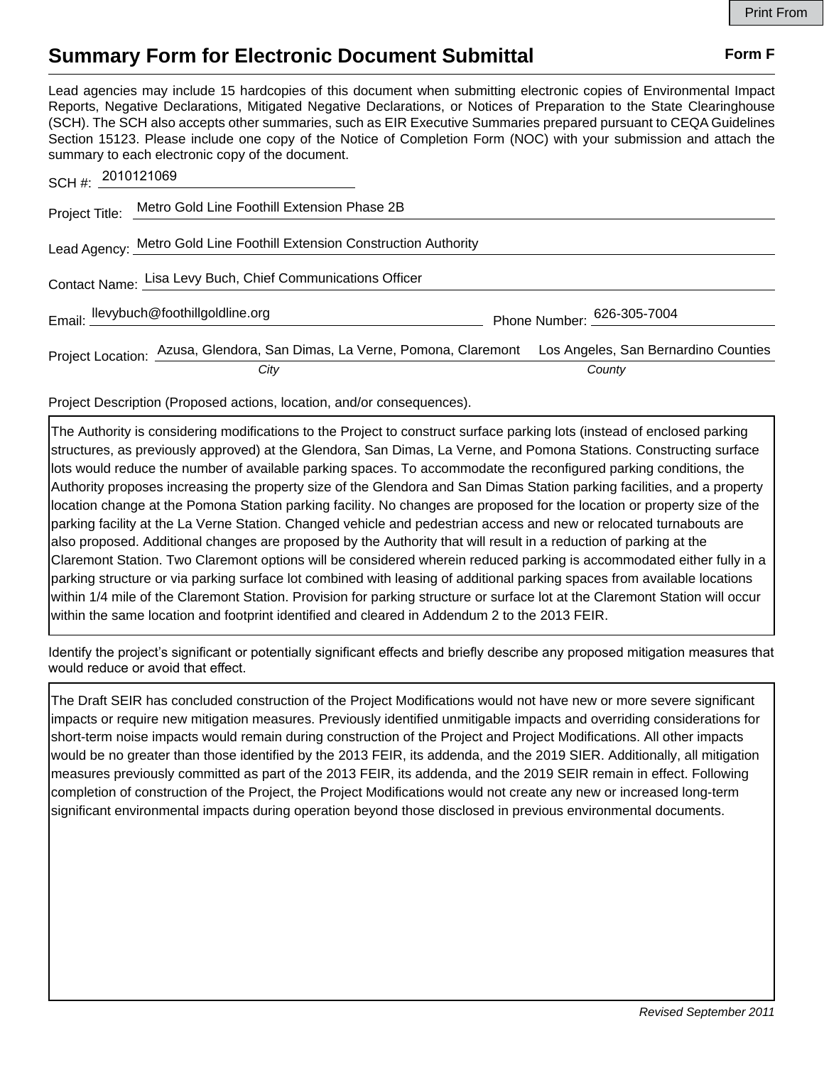# Summary Form for Electronic Document Submittal

**Form F**

Lead agencies may include 15 hardcopies of this document when submitting electronic copies of Environmental Impact Reports, Negative Declarations, Mitigated Negative Declarations, or Notices of Preparation to the State Clearinghouse (SCH). The SCH also accepts other summaries, such as EIR Executive Summaries prepared pursuant to CEQA Guidelines Section 15123. Please include one copy of the Notice of Completion Form (NOC) with your submission and attach the summary to each electronic copy of the document.

SCH #: 2010121069

Project Title: Metro Gold Line Foothill Extension Phase 2B

Lead Agency: Metro Gold Line Foothill Extension Construction Authority

Contact Name: Lisa Levy Buch, Chief Communications Officer

Email: llevybuch@foothillgoldline.org

Phone Number: 626-305-7004

Project Location: Azusa, Glendora, San Dimas, La Verne, Pomona, Claremont (*City*) Los Angeles, San Bernardino Counties (*County*)

Project Description (Proposed actions, location, and/or consequences).

The Authority is considering modifications to the Project to construct surface parking lots (instead of enclosed parking structures, as previously approved) at the Glendora, San Dimas, La Verne, and Pomona Stations. Constructing surface lots would reduce the number of available parking spaces. To accommodate the reconfigured parking conditions, the Authority proposes increasing the property size of the Glendora and San Dimas Station parking facilities, and a property location change at the Pomona Station parking facility. No changes are proposed for the location or property size of the parking facility at the La Verne Station. Changed vehicle and pedestrian access and new or relocated turnabouts are also proposed. Additional changes are proposed by the Authority that will result in a reduction of parking at the Claremont Station. Two Claremont options will be considered wherein reduced parking is accommodated either fully in a parking structure or via parking surface lot combined with leasing of additional parking spaces from available locations within 1/4 mile of the Claremont Station. Provision for parking structure or surface lot at the Claremont Station will occur within the same location and footprint identified and cleared in Addendum 2 to the 2013 FEIR.

Identify the project's significant or potentially significant effects and briefly describe any proposed mitigation measures that would reduce or avoid that effect.

The Draft SEIR has concluded construction of the Project Modifications would not have new or more severe significant impacts or require new mitigation measures. Previously identified unmitigable impacts and overriding considerations for short-term noise impacts would remain during construction of the Project and Project Modifications. All other impacts would be no greater than those identified by the 2013 FEIR, its addenda, and the 2019 SIER. Additionally, all mitigation measures previously committed as part of the 2013 FEIR, its addenda, and the 2019 SEIR remain in effect. Following completion of construction of the Project, the Project Modifications would not create any new or increased long-term significant environmental impacts during operation beyond those disclosed in previous environmental documents.

*Revised September 2011*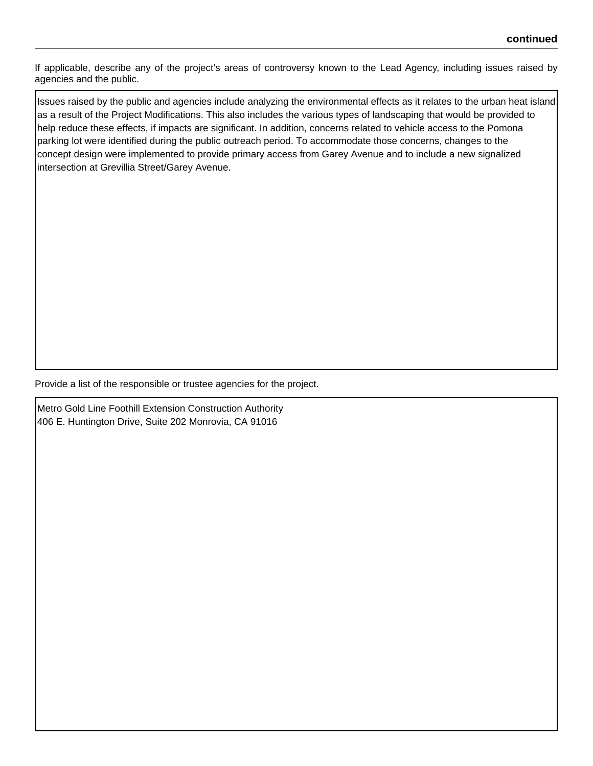**continued**

If applicable, describe any of the project's areas of controversy known to the Lead Agency, including issues raised by agencies and the public.

Issues raised by the public and agencies include analyzing the environmental effects as it relates to the urban heat island as a result of the Project Modifications. This also includes the various types of landscaping that would be provided to help reduce these effects, if impacts are significant. In addition, concerns related to vehicle access to the Pomona parking lot were identified during the public outreach period. To accommodate those concerns, changes to the concept design were implemented to provide primary access from Garey Avenue and to include a new signalized intersection at Grevillia Street/Garey Avenue.

Provide a list of the responsible or trustee agencies for the project.

Metro Gold Line Foothill Extension Construction Authority
406 E. Huntington Drive, Suite 202 Monrovia, CA 91016